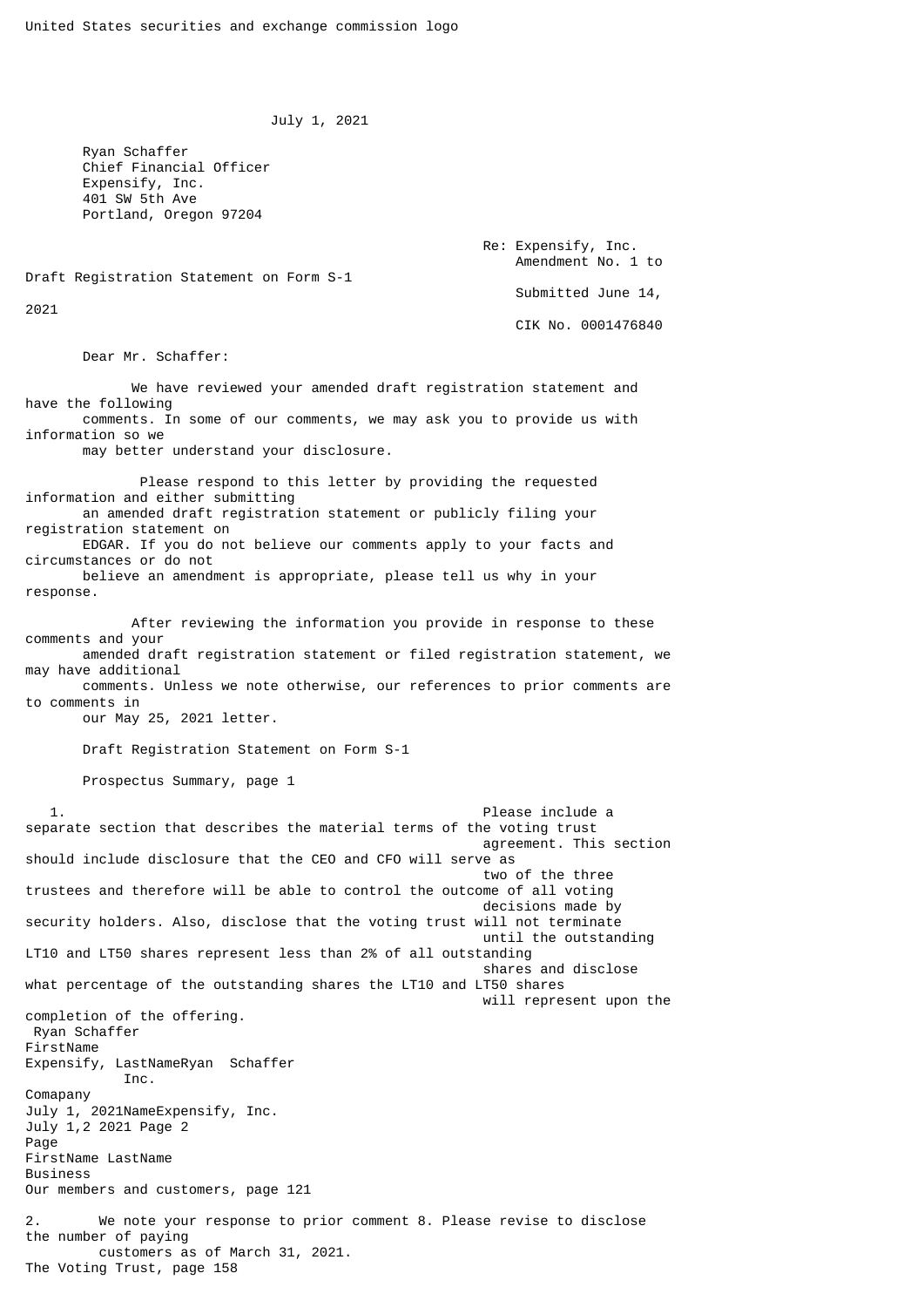United States securities and exchange commission logo

July 1, 2021

Ryan Schaffer
Chief Financial Officer
Expensify, Inc.
401 SW 5th Ave
Portland, Oregon 97204

Re: Expensify, Inc.
Amendment No. 1 to Draft Registration Statement on Form S-1
Submitted June 14, 2021
CIK No. 0001476840

Dear Mr. Schaffer:

We have reviewed your amended draft registration statement and have the following comments. In some of our comments, we may ask you to provide us with information so we may better understand your disclosure.

Please respond to this letter by providing the requested information and either submitting an amended draft registration statement or publicly filing your registration statement on EDGAR. If you do not believe our comments apply to your facts and circumstances or do not believe an amendment is appropriate, please tell us why in your response.

After reviewing the information you provide in response to these comments and your amended draft registration statement or filed registration statement, we may have additional comments. Unless we note otherwise, our references to prior comments are to comments in our May 25, 2021 letter.

Draft Registration Statement on Form S-1

Prospectus Summary, page 1

1. Please include a separate section that describes the material terms of the voting trust agreement. This section should include disclosure that the CEO and CFO will serve as two of the three trustees and therefore will be able to control the outcome of all voting decisions made by security holders. Also, disclose that the voting trust will not terminate until the outstanding LT10 and LT50 shares represent less than 2% of all outstanding shares and disclose what percentage of the outstanding shares the LT10 and LT50 shares will represent upon the completion of the offering.

Business

Our members and customers, page 121

2. We note your response to prior comment 8. Please revise to disclose the number of paying customers as of March 31, 2021.

The Voting Trust, page 158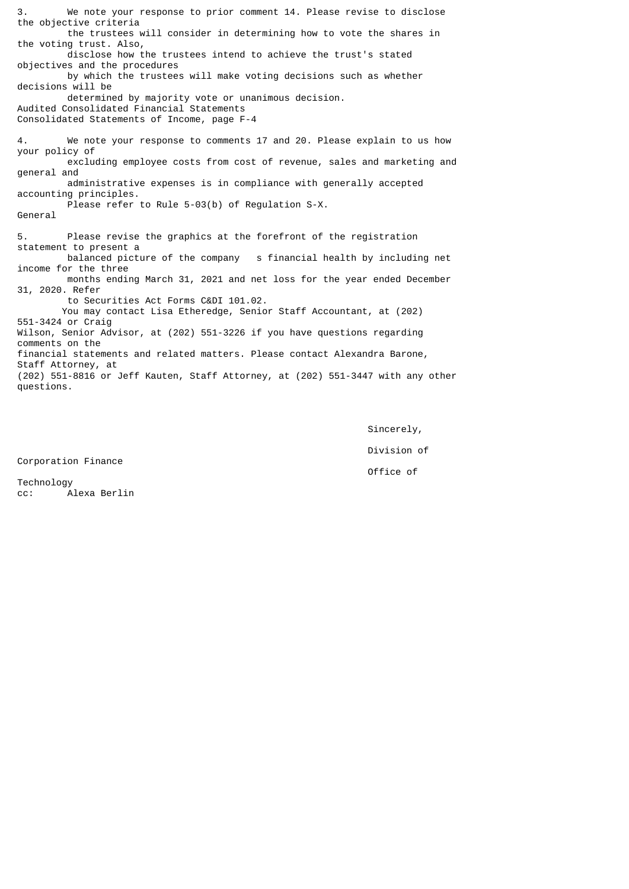3. We note your response to prior comment 14. Please revise to disclose the objective criteria the trustees will consider in determining how to vote the shares in the voting trust. Also, disclose how the trustees intend to achieve the trust's stated objectives and the procedures by which the trustees will make voting decisions such as whether decisions will be determined by majority vote or unanimous decision.

Audited Consolidated Financial Statements

Consolidated Statements of Income, page F-4

4. We note your response to comments 17 and 20. Please explain to us how your policy of excluding employee costs from cost of revenue, sales and marketing and general and administrative expenses is in compliance with generally accepted accounting principles. Please refer to Rule 5-03(b) of Regulation S-X.

General

5. Please revise the graphics at the forefront of the registration statement to present a balanced picture of the company s financial health by including net income for the three months ending March 31, 2021 and net loss for the year ended December 31, 2020. Refer to Securities Act Forms C&DI 101.02.

You may contact Lisa Etheredge, Senior Staff Accountant, at (202) 551-3424 or Craig Wilson, Senior Advisor, at (202) 551-3226 if you have questions regarding comments on the financial statements and related matters. Please contact Alexandra Barone, Staff Attorney, at (202) 551-8816 or Jeff Kauten, Staff Attorney, at (202) 551-3447 with any other questions.

Sincerely,

Division of Corporation Finance

Office of Technology

cc: Alexa Berlin